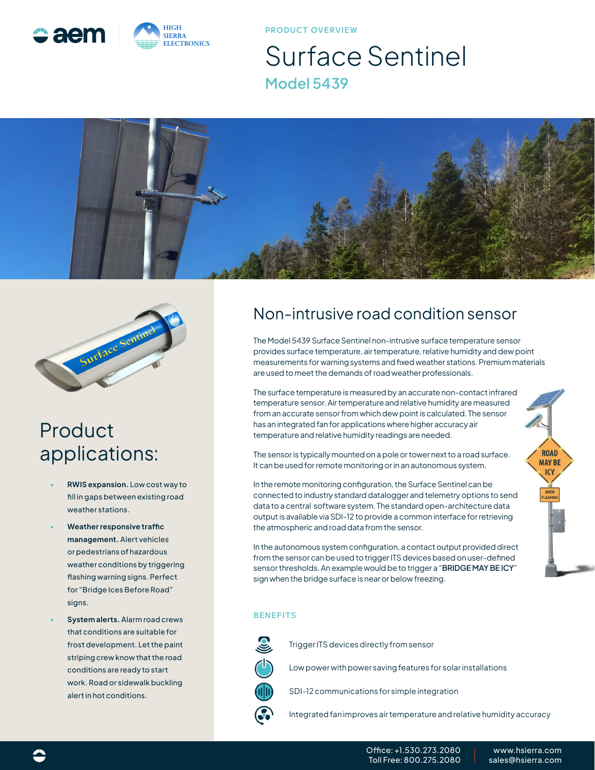PRODUCT OVERVIEW

# Surface Sentinel

## Model 5439

## Non-intrusive road condition sensor

The Model 5439 Surface Sentinel non-intrusive surface temperature sensor provides surface temperature, air temperature, relative humidity and dew point measurements for warning systems and fixed weather stations. Premium materials are used to meet the demands of road weather professionals.

The surface temperature is measured by an accurate non-contact infrared temperature sensor. Air temperature and relative humidity are measured from an accurate sensor from which dew point is calculated. The sensor has an integrated fan for applications where higher accuracy air temperature and relative humidity readings are needed.

The sensor is typically mounted on a pole or tower next to a road surface. It can be used for remote monitoring or in an autonomous system.

In the remote monitoring configuration, the Surface Sentinel can be connected to industry standard datalogger and telemetry options to send data to a central software system. The standard open-architecture data output is available via SDI-12 to provide a common interface for retrieving the atmospheric and road data from the sensor.

In the autonomous system configuration, a contact output provided direct from the sensor can be used to trigger ITS devices based on user-defined sensor thresholds. An example would be to trigger a "BRIDGE MAY BE ICY" sign when the bridge surface is near or below freezing.

### BENEFITS

- Trigger ITS devices directly from sensor
- Low power with power saving features for solar installations
- SDI-12 communications for simple integration
- Integrated fan improves air temperature and relative humidity accuracy

## Product applications:

- **RWIS expansion.** Low cost way to fill in gaps between existing road weather stations.
- **Weather responsive traffic management.** Alert vehicles or pedestrians of hazardous weather conditions by triggering flashing warning signs. Perfect for "Bridge Ices Before Road" signs.
- **System alerts.** Alarm road crews that conditions are suitable for frost development. Let the paint striping crew know that the road conditions are ready to start work. Road or sidewalk buckling alert in hot conditions.

Office: +1.530.273.2080
Toll Free: 800.275.2080

www.hsierra.com
sales@hsierra.com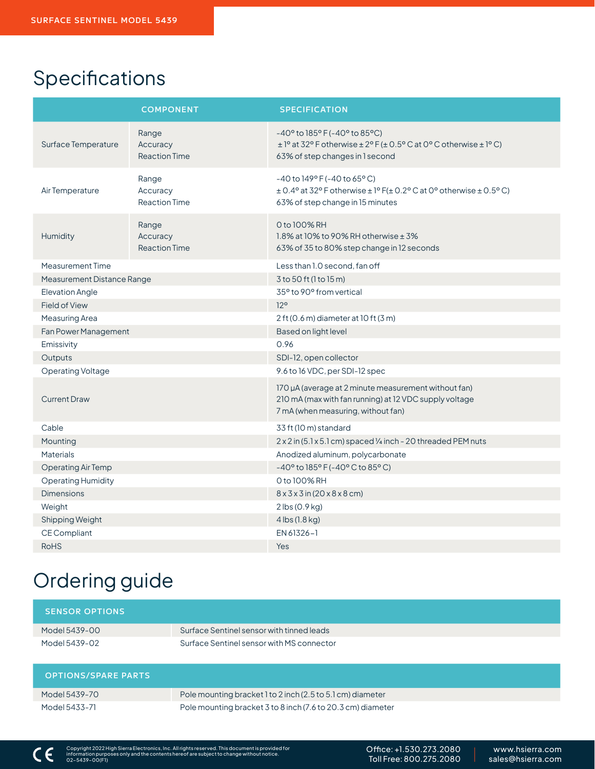# Specifications

| COMPONENT | | SPECIFICATION |
|---|---|---|
| Surface Temperature | Range<br>Accuracy<br>Reaction Time | -40° to 185° F (-40° to 85°C)<br>± 1° at 32° F otherwise ± 2° F (± 0.5° C at 0° C otherwise ± 1° C)<br>63% of step changes in 1 second |
| Air Temperature | Range<br>Accuracy<br>Reaction Time | -40 to 149° F (-40 to 65° C)<br>± 0.4° at 32° F otherwise ± 1° F(± 0.2° C at 0° otherwise ± 0.5° C)<br>63% of step change in 15 minutes |
| Humidity | Range<br>Accuracy<br>Reaction Time | 0 to 100% RH<br>1.8% at 10% to 90% RH otherwise ± 3%<br>63% of 35 to 80% step change in 12 seconds |
| Measurement Time | | Less than 1.0 second, fan off |
| Measurement Distance Range | | 3 to 50 ft (1 to 15 m) |
| Elevation Angle | | 35° to 90° from vertical |
| Field of View | | 12° |
| Measuring Area | | 2 ft (0.6 m) diameter at 10 ft (3 m) |
| Fan Power Management | | Based on light level |
| Emissivity | | 0.96 |
| Outputs | | SDI-12, open collector |
| Operating Voltage | | 9.6 to 16 VDC, per SDI-12 spec |
| Current Draw | | 170 µA (average at 2 minute measurement without fan)<br>210 mA (max with fan running) at 12 VDC supply voltage<br>7 mA (when measuring, without fan) |
| Cable | | 33 ft (10 m) standard |
| Mounting | | 2 x 2 in (5.1 x 5.1 cm) spaced ¼ inch - 20 threaded PEM nuts |
| Materials | | Anodized aluminum, polycarbonate |
| Operating Air Temp | | -40° to 185° F (-40° C to 85° C) |
| Operating Humidity | | 0 to 100% RH |
| Dimensions | | 8 x 3 x 3 in (20 x 8 x 8 cm) |
| Weight | | 2 lbs (0.9 kg) |
| Shipping Weight | | 4 lbs (1.8 kg) |
| CE Compliant | | EN 61326-1 |
| RoHS | | Yes |

# Ordering guide

| SENSOR OPTIONS | |
|---|---|
| Model 5439-00 | Surface Sentinel sensor with tinned leads |
| Model 5439-02 | Surface Sentinel sensor with MS connector |

| OPTIONS/SPARE PARTS | |
|---|---|
| Model 5439-70 | Pole mounting bracket 1 to 2 inch (2.5 to 5.1 cm) diameter |
| Model 5433-71 | Pole mounting bracket 3 to 8 inch (7.6 to 20.3 cm) diameter |

Copyright 2022 High Sierra Electronics, Inc. All rights reserved. This document is provided for information purposes only and the contents hereof are subject to change without notice.
02-5439-00(F1)

Office: +1.530.273.2080
Toll Free: 800.275.2080

www.hsierra.com
sales@hsierra.com